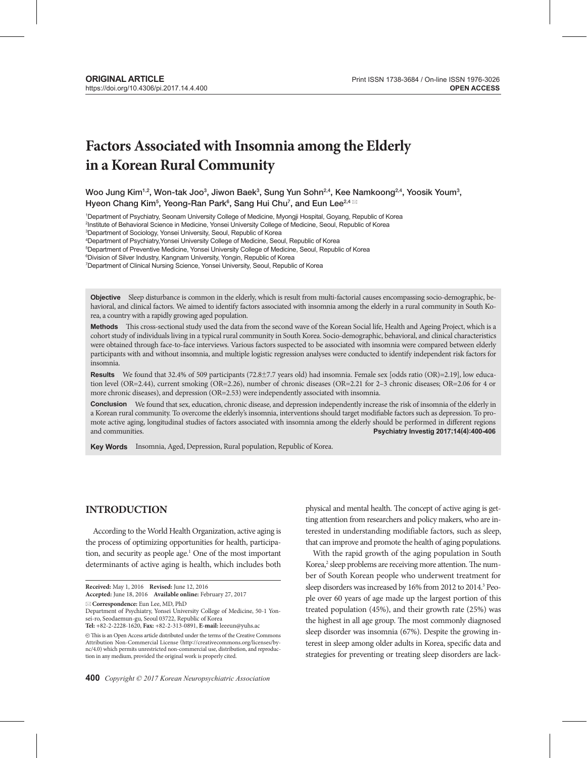**ORIGINAL ARTICLE**

https://doi.org/10.4306/pi.2017.14.4.400

Print ISSN 1738-3684 / On-line ISSN 1976-3026

**OPEN ACCESS**

# Factors Associated with Insomnia among the Elderly in a Korean Rural Community

Woo Jung Kim[1,2], Won-tak Joo[3], Jiwon Baek[3], Sung Yun Sohn[2,4], Kee Namkoong[2,4], Yoosik Youm[3], Hyeon Chang Kim[5], Yeong-Ran Park[6], Sang Hui Chu[7], and Eun Lee[2,4] ✉

[1]Department of Psychiatry, Seonam University College of Medicine, Myongji Hospital, Goyang, Republic of Korea
[2]Institute of Behavioral Science in Medicine, Yonsei University College of Medicine, Seoul, Republic of Korea
[3]Department of Sociology, Yonsei University, Seoul, Republic of Korea
[4]Department of Psychiatry,Yonsei University College of Medicine, Seoul, Republic of Korea
[5]Department of Preventive Medicine, Yonsei University College of Medicine, Seoul, Republic of Korea
[6]Division of Silver Industry, Kangnam University, Yongin, Republic of Korea
[7]Department of Clinical Nursing Science, Yonsei University, Seoul, Republic of Korea

**Objective** Sleep disturbance is common in the elderly, which is result from multi-factorial causes encompassing socio-demographic, behavioral, and clinical factors. We aimed to identify factors associated with insomnia among the elderly in a rural community in South Korea, a country with a rapidly growing aged population.

**Methods** This cross-sectional study used the data from the second wave of the Korean Social life, Health and Ageing Project, which is a cohort study of individuals living in a typical rural community in South Korea. Socio-demographic, behavioral, and clinical characteristics were obtained through face-to-face interviews. Various factors suspected to be associated with insomnia were compared between elderly participants with and without insomnia, and multiple logistic regression analyses were conducted to identify independent risk factors for insomnia.

**Results** We found that 32.4% of 509 participants (72.8±7.7 years old) had insomnia. Female sex [odds ratio (OR)=2.19], low education level (OR=2.44), current smoking (OR=2.26), number of chronic diseases (OR=2.21 for 2–3 chronic diseases; OR=2.06 for 4 or more chronic diseases), and depression (OR=2.53) were independently associated with insomnia.

**Conclusion** We found that sex, education, chronic disease, and depression independently increase the risk of insomnia of the elderly in a Korean rural community. To overcome the elderly's insomnia, interventions should target modifiable factors such as depression. To promote active aging, longitudinal studies of factors associated with insomnia among the elderly should be performed in different regions and communities.

**Psychiatry Investig 2017;14(4):400-406**

**Key Words** Insomnia, Aged, Depression, Rural population, Republic of Korea.

## INTRODUCTION

According to the World Health Organization, active aging is the process of optimizing opportunities for health, participation, and security as people age.[1] One of the most important determinants of active aging is health, which includes both physical and mental health. The concept of active aging is getting attention from researchers and policy makers, who are interested in understanding modifiable factors, such as sleep, that can improve and promote the health of aging populations.

With the rapid growth of the aging population in South Korea,[2] sleep problems are receiving more attention. The number of South Korean people who underwent treatment for sleep disorders was increased by 16% from 2012 to 2014.[3] People over 60 years of age made up the largest portion of this treated population (45%), and their growth rate (25%) was the highest in all age group. The most commonly diagnosed sleep disorder was insomnia (67%). Despite the growing interest in sleep among older adults in Korea, specific data and strategies for preventing or treating sleep disorders are lack-

**Received:** May 1, 2016 **Revised:** June 12, 2016
**Accepted:** June 18, 2016 **Available online:** February 27, 2017

✉ **Correspondence:** Eun Lee, MD, PhD
Department of Psychiatry, Yonsei University College of Medicine, 50-1 Yonsei-ro, Seodaemun-gu, Seoul 03722, Republic of Korea
**Tel:** +82-2-2228-1620, **Fax:** +82-2-313-0891, **E-mail:** leeeun@yuhs.ac

This is an Open Access article distributed under the terms of the Creative Commons Attribution Non-Commercial License (http://creativecommons.org/licenses/by-nc/4.0) which permits unrestricted non-commercial use, distribution, and reproduction in any medium, provided the original work is properly cited.

*Copyright © 2017 Korean Neuropsychiatric Association*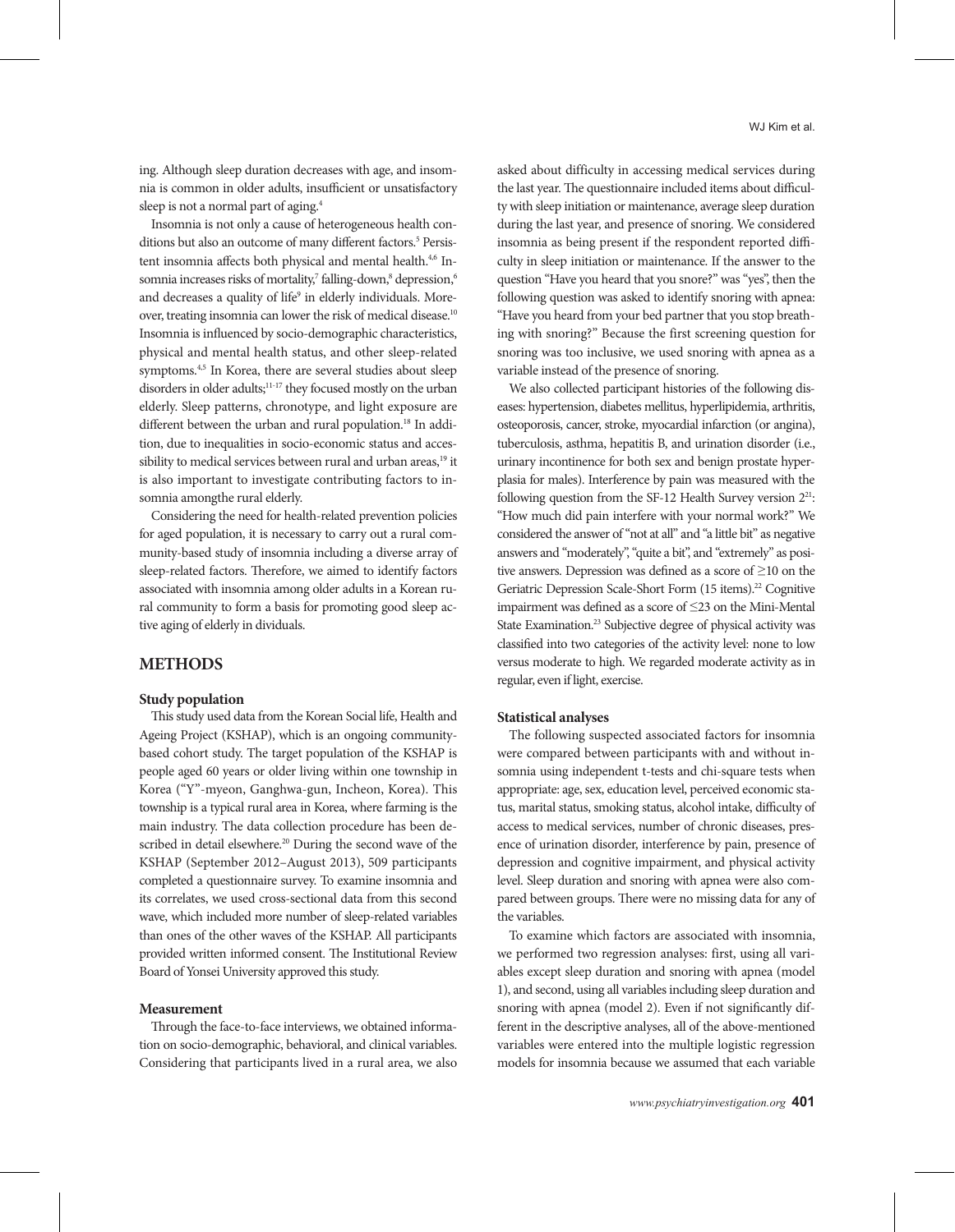ing. Although sleep duration decreases with age, and insomnia is common in older adults, insufficient or unsatisfactory sleep is not a normal part of aging.[4]

Insomnia is not only a cause of heterogeneous health conditions but also an outcome of many different factors.[5] Persistent insomnia affects both physical and mental health.[4,6] Insomnia increases risks of mortality,[7] falling-down,[8] depression,[6] and decreases a quality of life[9] in elderly individuals. Moreover, treating insomnia can lower the risk of medical disease.[10] Insomnia is influenced by socio-demographic characteristics, physical and mental health status, and other sleep-related symptoms.[4,5] In Korea, there are several studies about sleep disorders in older adults;[11-17] they focused mostly on the urban elderly. Sleep patterns, chronotype, and light exposure are different between the urban and rural population.[18] In addition, due to inequalities in socio-economic status and accessibility to medical services between rural and urban areas,[19] it is also important to investigate contributing factors to insomnia amongthe rural elderly.

Considering the need for health-related prevention policies for aged population, it is necessary to carry out a rural community-based study of insomnia including a diverse array of sleep-related factors. Therefore, we aimed to identify factors associated with insomnia among older adults in a Korean rural community to form a basis for promoting good sleep active aging of elderly in dividuals.

## METHODS

### Study population

This study used data from the Korean Social life, Health and Ageing Project (KSHAP), which is an ongoing community-based cohort study. The target population of the KSHAP is people aged 60 years or older living within one township in Korea ("Y"-myeon, Ganghwa-gun, Incheon, Korea). This township is a typical rural area in Korea, where farming is the main industry. The data collection procedure has been described in detail elsewhere.[20] During the second wave of the KSHAP (September 2012–August 2013), 509 participants completed a questionnaire survey. To examine insomnia and its correlates, we used cross-sectional data from this second wave, which included more number of sleep-related variables than ones of the other waves of the KSHAP. All participants provided written informed consent. The Institutional Review Board of Yonsei University approved this study.

### Measurement

Through the face-to-face interviews, we obtained information on socio-demographic, behavioral, and clinical variables. Considering that participants lived in a rural area, we also asked about difficulty in accessing medical services during the last year. The questionnaire included items about difficulty with sleep initiation or maintenance, average sleep duration during the last year, and presence of snoring. We considered insomnia as being present if the respondent reported difficulty in sleep initiation or maintenance. If the answer to the question "Have you heard that you snore?" was "yes", then the following question was asked to identify snoring with apnea: "Have you heard from your bed partner that you stop breathing with snoring?" Because the first screening question for snoring was too inclusive, we used snoring with apnea as a variable instead of the presence of snoring.

We also collected participant histories of the following diseases: hypertension, diabetes mellitus, hyperlipidemia, arthritis, osteoporosis, cancer, stroke, myocardial infarction (or angina), tuberculosis, asthma, hepatitis B, and urination disorder (i.e., urinary incontinence for both sex and benign prostate hyperplasia for males). Interference by pain was measured with the following question from the SF-12 Health Survey version 2[21]: "How much did pain interfere with your normal work?" We considered the answer of "not at all" and "a little bit" as negative answers and "moderately", "quite a bit", and "extremely" as positive answers. Depression was defined as a score of ≥10 on the Geriatric Depression Scale-Short Form (15 items).[22] Cognitive impairment was defined as a score of ≤23 on the Mini-Mental State Examination.[23] Subjective degree of physical activity was classified into two categories of the activity level: none to low versus moderate to high. We regarded moderate activity as in regular, even if light, exercise.

### Statistical analyses

The following suspected associated factors for insomnia were compared between participants with and without insomnia using independent t-tests and chi-square tests when appropriate: age, sex, education level, perceived economic status, marital status, smoking status, alcohol intake, difficulty of access to medical services, number of chronic diseases, presence of urination disorder, interference by pain, presence of depression and cognitive impairment, and physical activity level. Sleep duration and snoring with apnea were also compared between groups. There were no missing data for any of the variables.

To examine which factors are associated with insomnia, we performed two regression analyses: first, using all variables except sleep duration and snoring with apnea (model 1), and second, using all variables including sleep duration and snoring with apnea (model 2). Even if not significantly different in the descriptive analyses, all of the above-mentioned variables were entered into the multiple logistic regression models for insomnia because we assumed that each variable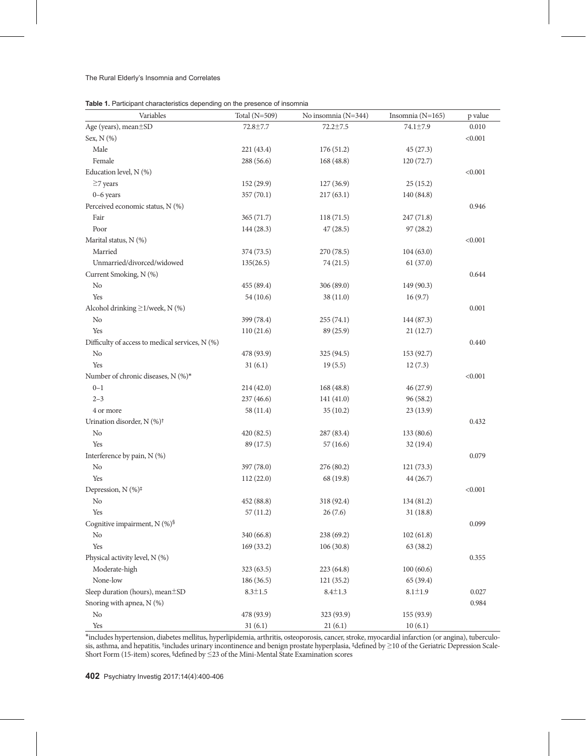**Table 1.** Participant characteristics depending on the presence of insomnia

| Variables | Total (N=509) | No insomnia (N=344) | Insomnia (N=165) | p value |
|---|---|---|---|---|
| Age (years), mean±SD | 72.8±7.7 | 72.2±7.5 | 74.1±7.9 | 0.010 |
| Sex, N (%) | | | | <0.001 |
| Male | 221 (43.4) | 176 (51.2) | 45 (27.3) | |
| Female | 288 (56.6) | 168 (48.8) | 120 (72.7) | |
| Education level, N (%) | | | | <0.001 |
| ≥7 years | 152 (29.9) | 127 (36.9) | 25 (15.2) | |
| 0–6 years | 357 (70.1) | 217 (63.1) | 140 (84.8) | |
| Perceived economic status, N (%) | | | | 0.946 |
| Fair | 365 (71.7) | 118 (71.5) | 247 (71.8) | |
| Poor | 144 (28.3) | 47 (28.5) | 97 (28.2) | |
| Marital status, N (%) | | | | <0.001 |
| Married | 374 (73.5) | 270 (78.5) | 104 (63.0) | |
| Unmarried/divorced/widowed | 135(26.5) | 74 (21.5) | 61 (37.0) | |
| Current Smoking, N (%) | | | | 0.644 |
| No | 455 (89.4) | 306 (89.0) | 149 (90.3) | |
| Yes | 54 (10.6) | 38 (11.0) | 16 (9.7) | |
| Alcohol drinking ≥1/week, N (%) | | | | 0.001 |
| No | 399 (78.4) | 255 (74.1) | 144 (87.3) | |
| Yes | 110 (21.6) | 89 (25.9) | 21 (12.7) | |
| Difficulty of access to medical services, N (%) | | | | 0.440 |
| No | 478 (93.9) | 325 (94.5) | 153 (92.7) | |
| Yes | 31 (6.1) | 19 (5.5) | 12 (7.3) | |
| Number of chronic diseases, N (%)* | | | | <0.001 |
| 0–1 | 214 (42.0) | 168 (48.8) | 46 (27.9) | |
| 2–3 | 237 (46.6) | 141 (41.0) | 96 (58.2) | |
| 4 or more | 58 (11.4) | 35 (10.2) | 23 (13.9) | |
| Urination disorder, N (%)† | | | | 0.432 |
| No | 420 (82.5) | 287 (83.4) | 133 (80.6) | |
| Yes | 89 (17.5) | 57 (16.6) | 32 (19.4) | |
| Interference by pain, N (%) | | | | 0.079 |
| No | 397 (78.0) | 276 (80.2) | 121 (73.3) | |
| Yes | 112 (22.0) | 68 (19.8) | 44 (26.7) | |
| Depression, N (%)‡ | | | | <0.001 |
| No | 452 (88.8) | 318 (92.4) | 134 (81.2) | |
| Yes | 57 (11.2) | 26 (7.6) | 31 (18.8) | |
| Cognitive impairment, N (%)§ | | | | 0.099 |
| No | 340 (66.8) | 238 (69.2) | 102 (61.8) | |
| Yes | 169 (33.2) | 106 (30.8) | 63 (38.2) | |
| Physical activity level, N (%) | | | | 0.355 |
| Moderate-high | 323 (63.5) | 223 (64.8) | 100 (60.6) | |
| None-low | 186 (36.5) | 121 (35.2) | 65 (39.4) | |
| Sleep duration (hours), mean±SD | 8.3±1.5 | 8.4±1.3 | 8.1±1.9 | 0.027 |
| Snoring with apnea, N (%) | | | | 0.984 |
| No | 478 (93.9) | 323 (93.9) | 155 (93.9) | |
| Yes | 31 (6.1) | 21 (6.1) | 10 (6.1) | |

*includes hypertension, diabetes mellitus, hyperlipidemia, arthritis, osteoporosis, cancer, stroke, myocardial infarction (or angina), tuberculosis, asthma, and hepatitis, †includes urinary incontinence and benign prostate hyperplasia, ‡defined by ≥10 of the Geriatric Depression Scale-Short Form (15-item) scores, §defined by ≤23 of the Mini-Mental State Examination scores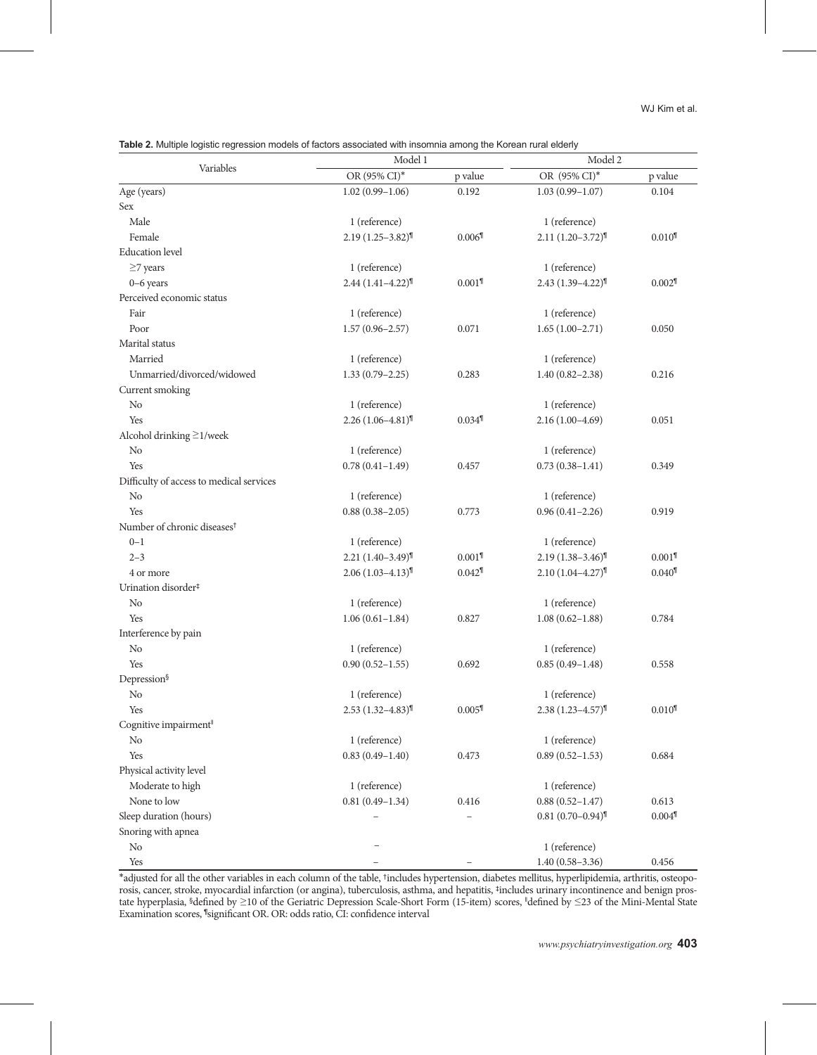**Table 2.** Multiple logistic regression models of factors associated with insomnia among the Korean rural elderly

| Variables | Model 1 | | Model 2 | |
|---|---|---|---|---|
| | OR (95% CI)* | p value | OR (95% CI)* | p value |
| Age (years) | 1.02 (0.99–1.06) | 0.192 | 1.03 (0.99–1.07) | 0.104 |
| Sex | | | | |
| Male | 1 (reference) | | 1 (reference) | |
| Female | 2.19 (1.25–3.82)¶ | 0.006¶ | 2.11 (1.20–3.72)¶ | 0.010¶ |
| Education level | | | | |
| ≥7 years | 1 (reference) | | 1 (reference) | |
| 0–6 years | 2.44 (1.41–4.22)¶ | 0.001¶ | 2.43 (1.39–4.22)¶ | 0.002¶ |
| Perceived economic status | | | | |
| Fair | 1 (reference) | | 1 (reference) | |
| Poor | 1.57 (0.96–2.57) | 0.071 | 1.65 (1.00–2.71) | 0.050 |
| Marital status | | | | |
| Married | 1 (reference) | | 1 (reference) | |
| Unmarried/divorced/widowed | 1.33 (0.79–2.25) | 0.283 | 1.40 (0.82–2.38) | 0.216 |
| Current smoking | | | | |
| No | 1 (reference) | | 1 (reference) | |
| Yes | 2.26 (1.06–4.81)¶ | 0.034¶ | 2.16 (1.00–4.69) | 0.051 |
| Alcohol drinking ≥1/week | | | | |
| No | 1 (reference) | | 1 (reference) | |
| Yes | 0.78 (0.41–1.49) | 0.457 | 0.73 (0.38–1.41) | 0.349 |
| Difficulty of access to medical services | | | | |
| No | 1 (reference) | | 1 (reference) | |
| Yes | 0.88 (0.38–2.05) | 0.773 | 0.96 (0.41–2.26) | 0.919 |
| Number of chronic diseases† | | | | |
| 0–1 | 1 (reference) | | 1 (reference) | |
| 2–3 | 2.21 (1.40–3.49)¶ | 0.001¶ | 2.19 (1.38–3.46)¶ | 0.001¶ |
| 4 or more | 2.06 (1.03–4.13)¶ | 0.042¶ | 2.10 (1.04–4.27)¶ | 0.040¶ |
| Urination disorder‡ | | | | |
| No | 1 (reference) | | 1 (reference) | |
| Yes | 1.06 (0.61–1.84) | 0.827 | 1.08 (0.62–1.88) | 0.784 |
| Interference by pain | | | | |
| No | 1 (reference) | | 1 (reference) | |
| Yes | 0.90 (0.52–1.55) | 0.692 | 0.85 (0.49–1.48) | 0.558 |
| Depression§ | | | | |
| No | 1 (reference) | | 1 (reference) | |
| Yes | 2.53 (1.32–4.83)¶ | 0.005¶ | 2.38 (1.23–4.57)¶ | 0.010¶ |
| Cognitive impairment‖ | | | | |
| No | 1 (reference) | | 1 (reference) | |
| Yes | 0.83 (0.49–1.40) | 0.473 | 0.89 (0.52–1.53) | 0.684 |
| Physical activity level | | | | |
| Moderate to high | 1 (reference) | | 1 (reference) | |
| None to low | 0.81 (0.49–1.34) | 0.416 | 0.88 (0.52–1.47) | 0.613 |
| Sleep duration (hours) | – | – | 0.81 (0.70–0.94)¶ | 0.004¶ |
| Snoring with apnea | | | | |
| No | – | | 1 (reference) | |
| Yes | – | – | 1.40 (0.58–3.36) | 0.456 |

*adjusted for all the other variables in each column of the table, †includes hypertension, diabetes mellitus, hyperlipidemia, arthritis, osteoporosis, cancer, stroke, myocardial infarction (or angina), tuberculosis, asthma, and hepatitis, ‡includes urinary incontinence and benign prostate hyperplasia, §defined by ≥10 of the Geriatric Depression Scale-Short Form (15-item) scores, ‖defined by ≤23 of the Mini-Mental State Examination scores, ¶significant OR. OR: odds ratio, CI: confidence interval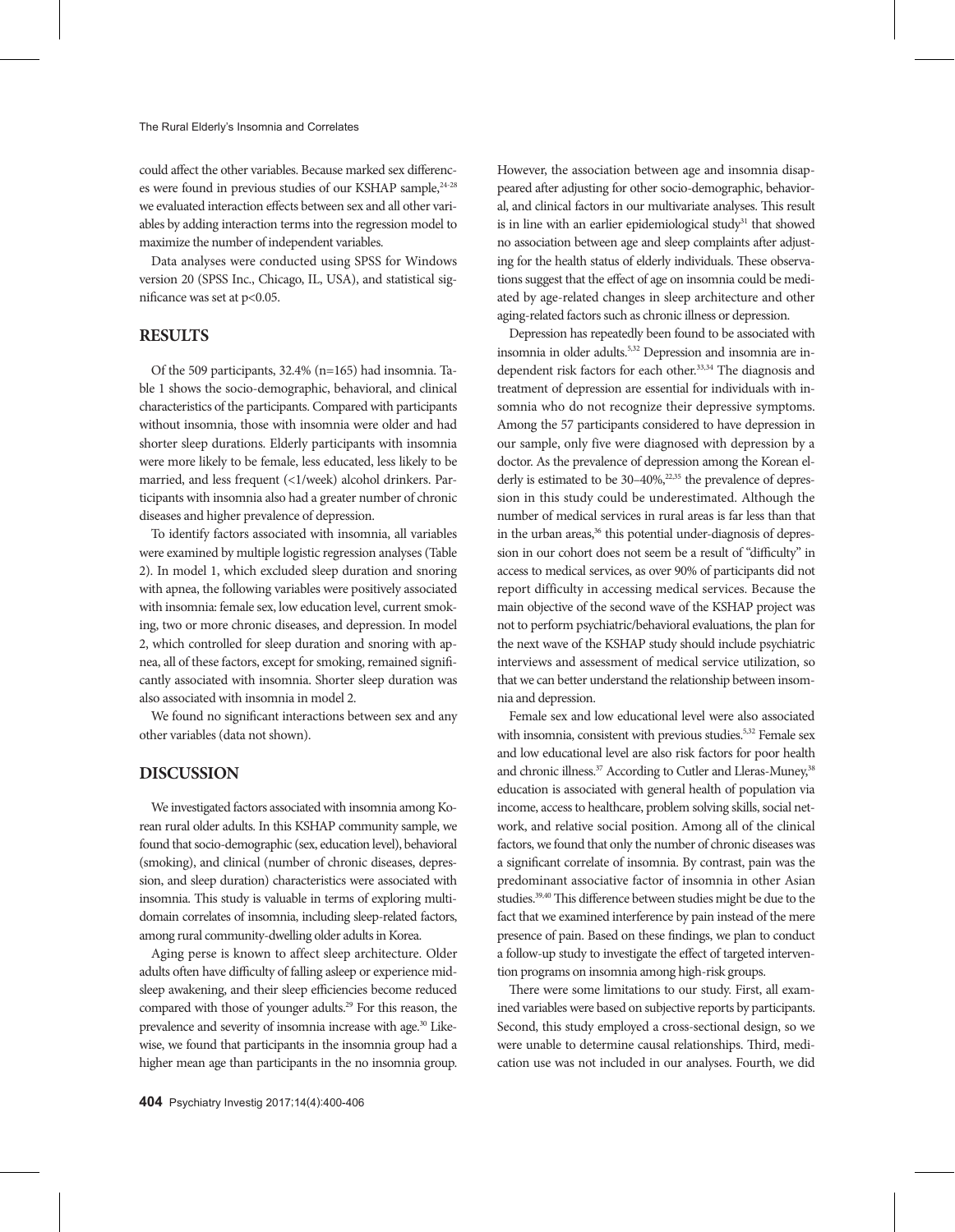could affect the other variables. Because marked sex differences were found in previous studies of our KSHAP sample,[24-28] we evaluated interaction effects between sex and all other variables by adding interaction terms into the regression model to maximize the number of independent variables.

Data analyses were conducted using SPSS for Windows version 20 (SPSS Inc., Chicago, IL, USA), and statistical significance was set at $p<0.05$.

## RESULTS

Of the 509 participants, 32.4% (n=165) had insomnia. Table 1 shows the socio-demographic, behavioral, and clinical characteristics of the participants. Compared with participants without insomnia, those with insomnia were older and had shorter sleep durations. Elderly participants with insomnia were more likely to be female, less educated, less likely to be married, and less frequent (<1/week) alcohol drinkers. Participants with insomnia also had a greater number of chronic diseases and higher prevalence of depression.

To identify factors associated with insomnia, all variables were examined by multiple logistic regression analyses (Table 2). In model 1, which excluded sleep duration and snoring with apnea, the following variables were positively associated with insomnia: female sex, low education level, current smoking, two or more chronic diseases, and depression. In model 2, which controlled for sleep duration and snoring with apnea, all of these factors, except for smoking, remained significantly associated with insomnia. Shorter sleep duration was also associated with insomnia in model 2.

We found no significant interactions between sex and any other variables (data not shown).

## DISCUSSION

We investigated factors associated with insomnia among Korean rural older adults. In this KSHAP community sample, we found that socio-demographic (sex, education level), behavioral (smoking), and clinical (number of chronic diseases, depression, and sleep duration) characteristics were associated with insomnia. This study is valuable in terms of exploring multi-domain correlates of insomnia, including sleep-related factors, among rural community-dwelling older adults in Korea.

Aging perse is known to affect sleep architecture. Older adults often have difficulty of falling asleep or experience mid-sleep awakening, and their sleep efficiencies become reduced compared with those of younger adults.[29] For this reason, the prevalence and severity of insomnia increase with age.[30] Likewise, we found that participants in the insomnia group had a higher mean age than participants in the no insomnia group. However, the association between age and insomnia disappeared after adjusting for other socio-demographic, behavioral, and clinical factors in our multivariate analyses. This result is in line with an earlier epidemiological study[31] that showed no association between age and sleep complaints after adjusting for the health status of elderly individuals. These observations suggest that the effect of age on insomnia could be mediated by age-related changes in sleep architecture and other aging-related factors such as chronic illness or depression.

Depression has repeatedly been found to be associated with insomnia in older adults.[5,32] Depression and insomnia are independent risk factors for each other.[33,34] The diagnosis and treatment of depression are essential for individuals with insomnia who do not recognize their depressive symptoms. Among the 57 participants considered to have depression in our sample, only five were diagnosed with depression by a doctor. As the prevalence of depression among the Korean elderly is estimated to be 30–40%,[22,35] the prevalence of depression in this study could be underestimated. Although the number of medical services in rural areas is far less than that in the urban areas,[36] this potential under-diagnosis of depression in our cohort does not seem be a result of "difficulty" in access to medical services, as over 90% of participants did not report difficulty in accessing medical services. Because the main objective of the second wave of the KSHAP project was not to perform psychiatric/behavioral evaluations, the plan for the next wave of the KSHAP study should include psychiatric interviews and assessment of medical service utilization, so that we can better understand the relationship between insomnia and depression.

Female sex and low educational level were also associated with insomnia, consistent with previous studies.[5,32] Female sex and low educational level are also risk factors for poor health and chronic illness.[37] According to Cutler and Lleras-Muney,[38] education is associated with general health of population via income, access to healthcare, problem solving skills, social network, and relative social position. Among all of the clinical factors, we found that only the number of chronic diseases was a significant correlate of insomnia. By contrast, pain was the predominant associative factor of insomnia in other Asian studies.[39,40] This difference between studies might be due to the fact that we examined interference by pain instead of the mere presence of pain. Based on these findings, we plan to conduct a follow-up study to investigate the effect of targeted intervention programs on insomnia among high-risk groups.

There were some limitations to our study. First, all examined variables were based on subjective reports by participants. Second, this study employed a cross-sectional design, so we were unable to determine causal relationships. Third, medication use was not included in our analyses. Fourth, we did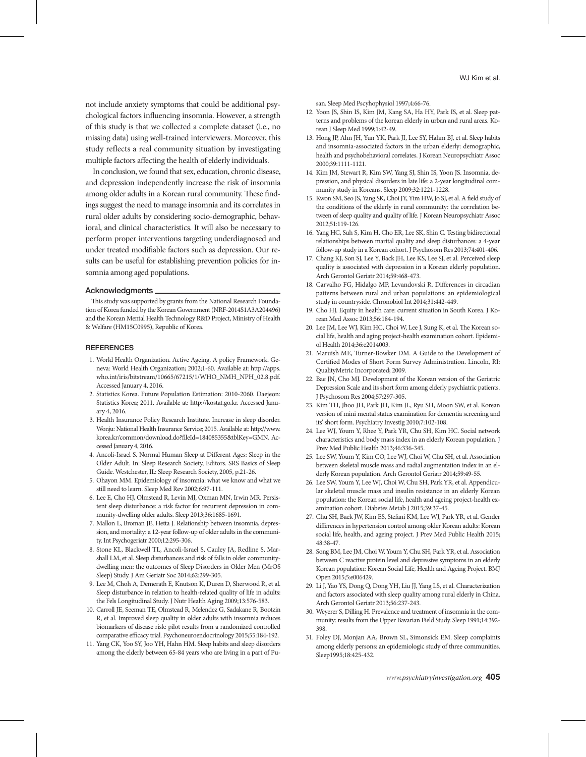not include anxiety symptoms that could be additional psychological factors influencing insomnia. However, a strength of this study is that we collected a complete dataset (i.e., no missing data) using well-trained interviewers. Moreover, this study reflects a real community situation by investigating multiple factors affecting the health of elderly individuals.

In conclusion, we found that sex, education, chronic disease, and depression independently increase the risk of insomnia among older adults in a Korean rural community. These findings suggest the need to manage insomnia and its correlates in rural older adults by considering socio-demographic, behavioral, and clinical characteristics. It will also be necessary to perform proper interventions targeting underdiagnosed and under treated modifiable factors such as depression. Our results can be useful for establishing prevention policies for insomnia among aged populations.

## Acknowledgments

This study was supported by grants from the National Research Foundation of Korea funded by the Korean Government (NRF-2014S1A3A204496) and the Korean Mental Health Technology R&D Project, Ministry of Health & Welfare (HM15C0995), Republic of Korea.

## REFERENCES

1. World Health Organization. Active Ageing. A policy Framework. Geneva: World Health Organization; 2002;1-60. Available at: http://apps.who.int/iris/bitstream/10665/67215/1/WHO_NMH_NPH_02.8.pdf. Accessed January 4, 2016.
2. Statistics Korea. Future Population Estimation: 2010-2060. Daejeon: Statistics Korea; 2011. Available at: http://kostat.go.kr. Accessed January 4, 2016.
3. Health Insurance Policy Research Institute. Increase in sleep disorder. Wonju: National Health Insurance Service; 2015. Available at: http://www.korea.kr/common/download.do?fileId=184085355&tblKey=GMN. Accessed January 4, 2016.
4. Ancoli-Israel S. Normal Human Sleep at Different Ages: Sleep in the Older Adult. In: Sleep Research Society, Editors. SRS Basics of Sleep Guide. Westchester, IL: Sleep Research Society, 2005, p.21-26.
5. Ohayon MM. Epidemiology of insomnia: what we know and what we still need to learn. Sleep Med Rev 2002;6:97-111.
6. Lee E, Cho HJ, Olmstead R, Levin MJ, Oxman MN, Irwin MR. Persistent sleep disturbance: a risk factor for recurrent depression in community-dwelling older adults. Sleep 2013;36:1685-1691.
7. Mallon L, Broman JE, Hetta J. Relationship between insomnia, depression, and mortality: a 12-year follow-up of older adults in the community. Int Psychogeriatr 2000;12:295-306.
8. Stone KL, Blackwell TL, Ancoli-Israel S, Cauley JA, Redline S, Marshall LM, et al. Sleep disturbances and risk of falls in older community-dwelling men: the outcomes of Sleep Disorders in Older Men (MrOS Sleep) Study. J Am Geriatr Soc 2014;62:299-305.
9. Lee M, Choh A, Demerath E, Knutson K, Duren D, Sherwood R, et al. Sleep disturbance in relation to health-related quality of life in adults: the Fels Longitudinal Study. J Nutr Health Aging 2009;13:576-583.
10. Carroll JE, Seeman TE, Olmstead R, Melendez G, Sadakane R, Bootzin R, et al. Improved sleep quality in older adults with insomnia reduces biomarkers of disease risk: pilot results from a randomized controlled comparative efficacy trial. Psychoneuroendocrinology 2015;55:184-192.
11. Yang CK, Yoo SY, Joo YH, Hahn HM. Sleep habits and sleep disorders among the elderly between 65-84 years who are living in a part of Pusan. Sleep Med Pscyhophysiol 1997;4:66-76.
12. Yoon JS, Shin IS, Kim JM, Kang SA, Ha HY, Park IS, et al. Sleep patterns and problems of the korean elderly in urban and rural areas. Korean J Sleep Med 1999;1:42-49.
13. Hong JP, Ahn JH, Yun YK, Park JI, Lee SY, Hahm BJ, et al. Sleep habits and insomnia-associated factors in the urban elderly: demographic, health and psychobehavioral correlates. J Korean Neuropsychiatr Assoc 2000;39:1111-1121.
14. Kim JM, Stewart R, Kim SW, Yang SJ, Shin IS, Yoon JS. Insomnia, depression, and physical disorders in late life: a 2-year longitudinal community study in Koreans. Sleep 2009;32:1221-1228.
15. Kwon SM, Seo JS, Yang SK, Choi JY, Yim HW, Jo SJ, et al. A field study of the conditions of the elderly in rural community: the correlation between of sleep quality and quality of life. J Korean Neuropsychiatr Assoc 2012;51:119-126.
16. Yang HC, Suh S, Kim H, Cho ER, Lee SK, Shin C. Testing bidirectional relationships between marital quality and sleep disturbances: a 4-year follow-up study in a Korean cohort. J Psychosom Res 2013;74:401-406.
17. Chang KJ, Son SJ, Lee Y, Back JH, Lee KS, Lee SJ, et al. Perceived sleep quality is associated with depression in a Korean elderly population. Arch Gerontol Geriatr 2014;59:468-473.
18. Carvalho FG, Hidalgo MP, Levandovski R. Differences in circadian patterns between rural and urban populations: an epidemiological study in countryside. Chronobiol Int 2014;31:442-449.
19. Cho HJ. Equity in health care: current situation in South Korea. J Korean Med Assoc 2013;56:184-194.
20. Lee JH, Lee WJ, Kim HC, Choi W, Lee J, Sung K, et al. The Korean social life, health and aging project-health examination cohort. Epidemiol Health 2014;36:e2014003.
21. Maruish ME, Turner-Bowker DM. A Guide to the Development of Certified Modes of Short Form Survey Administration. Lincoln, RI: QualityMetric Incorporated; 2009.
22. Bae JN, Cho MJ. Development of the Korean version of the Geriatric Depression Scale and its short form among elderly psychiatric patients. J Psychosom Res 2004;57:297-305.
23. Kim TH, Jhoo JH, Park JH, Kim JL, Ryu SH, Moon SW, et al. Korean version of mini mental status examination for dementia screening and its' short form. Psychiatry Investig 2010;7:102-108.
24. Lee WJ, Youm Y, Rhee Y, Park YR, Chu SH, Kim HC. Social network characteristics and body mass index in an elderly Korean population. J Prev Med Public Health 2013;46:336-345.
25. Lee SW, Youm Y, Kim CO, Lee WJ, Choi W, Chu SH, et al. Association between skeletal muscle mass and radial augmentation index in an elderly Korean population. Arch Gerontol Geriatr 2014;59:49-55.
26. Lee SW, Youm Y, Lee WJ, Choi W, Chu SH, Park YR, et al. Appendicular skeletal muscle mass and insulin resistance in an elderly Korean population: the Korean social life, health and ageing project-health examination cohort. Diabetes Metab J 2015;39:37-45.
27. Chu SH, Baek JW, Kim ES, Stefani KM, Lee WJ, Park YR, et al. Gender differences in hypertension control among older Korean adults: Korean social life, health, and ageing project. J Prev Med Public Health 2015; 48:38-47.
28. Song BM, Lee JM, Choi W, Youm Y, Chu SH, Park YR, et al. Association between C reactive protein level and depressive symptoms in an elderly Korean population: Korean Social Life, Health and Ageing Project. BMJ Open 2015;5:e006429.
29. Li J, Yao YS, Dong Q, Dong YH, Liu JJ, Yang LS, et al. Characterization and factors associated with sleep quality among rural elderly in China. Arch Gerontol Geriatr 2013;56:237-243.
30. Weyerer S, Dilling H. Prevalence and treatment of insomnia in the community: results from the Upper Bavarian Field Study. Sleep 1991;14:392-398.
31. Foley DJ, Monjan AA, Brown SL, Simonsick EM. Sleep complaints among elderly persons: an epidemiologic study of three communities. Sleep1995;18:425-432.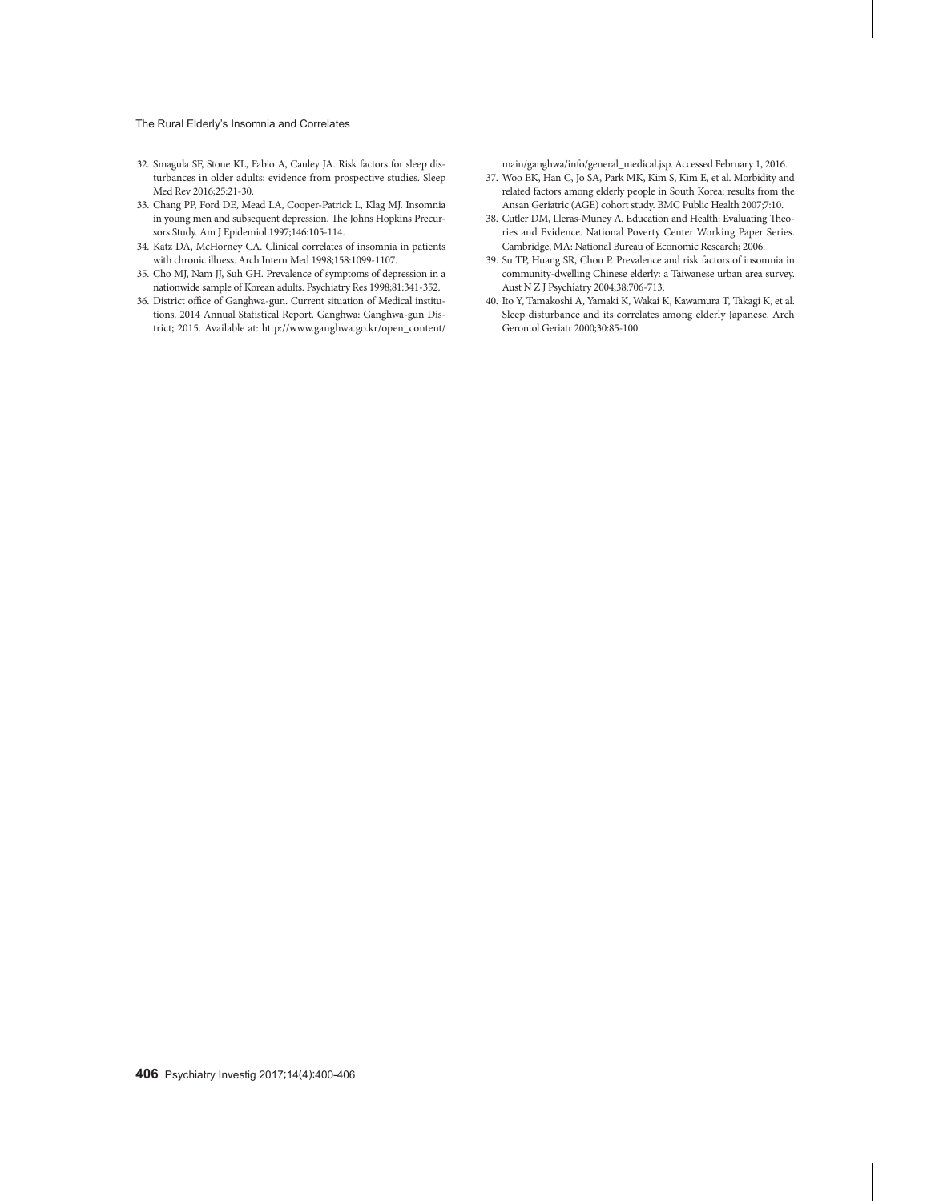32. Smagula SF, Stone KL, Fabio A, Cauley JA. Risk factors for sleep disturbances in older adults: evidence from prospective studies. Sleep Med Rev 2016;25:21-30.
33. Chang PP, Ford DE, Mead LA, Cooper-Patrick L, Klag MJ. Insomnia in young men and subsequent depression. The Johns Hopkins Precursors Study. Am J Epidemiol 1997;146:105-114.
34. Katz DA, McHorney CA. Clinical correlates of insomnia in patients with chronic illness. Arch Intern Med 1998;158:1099-1107.
35. Cho MJ, Nam JJ, Suh GH. Prevalence of symptoms of depression in a nationwide sample of Korean adults. Psychiatry Res 1998;81:341-352.
36. District office of Ganghwa-gun. Current situation of Medical institutions. 2014 Annual Statistical Report. Ganghwa: Ganghwa-gun District; 2015. Available at: http://www.ganghwa.go.kr/open_content/main/ganghwa/info/general_medical.jsp. Accessed February 1, 2016.
37. Woo EK, Han C, Jo SA, Park MK, Kim S, Kim E, et al. Morbidity and related factors among elderly people in South Korea: results from the Ansan Geriatric (AGE) cohort study. BMC Public Health 2007;7:10.
38. Cutler DM, Lleras-Muney A. Education and Health: Evaluating Theories and Evidence. National Poverty Center Working Paper Series. Cambridge, MA: National Bureau of Economic Research; 2006.
39. Su TP, Huang SR, Chou P. Prevalence and risk factors of insomnia in community-dwelling Chinese elderly: a Taiwanese urban area survey. Aust N Z J Psychiatry 2004;38:706-713.
40. Ito Y, Tamakoshi A, Yamaki K, Wakai K, Kawamura T, Takagi K, et al. Sleep disturbance and its correlates among elderly Japanese. Arch Gerontol Geriatr 2000;30:85-100.